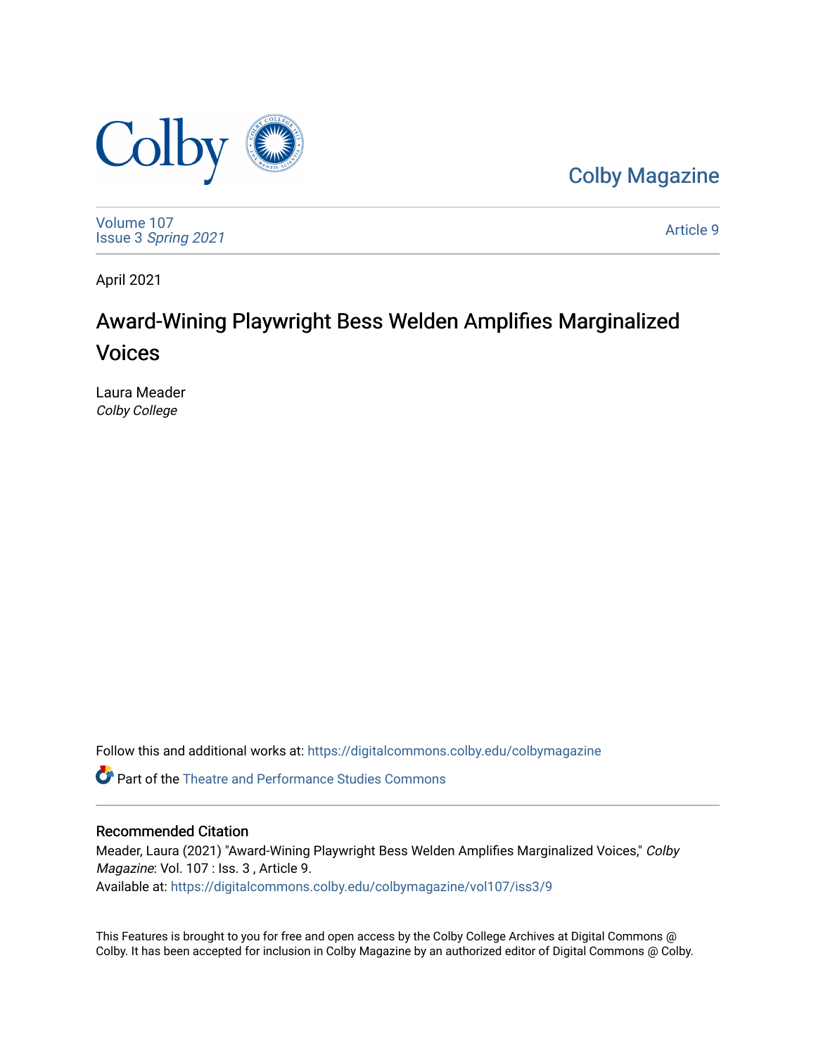Colby Magazine

Volume 107
Issue 3 *Spring 2021*

Article 9

April 2021

# Award-Wining Playwright Bess Welden Amplifies Marginalized Voices

Laura Meader
*Colby College*

Follow this and additional works at: https://digitalcommons.colby.edu/colbymagazine

Part of the Theatre and Performance Studies Commons

## Recommended Citation

Meader, Laura (2021) "Award-Wining Playwright Bess Welden Amplifies Marginalized Voices," *Colby Magazine*: Vol. 107 : Iss. 3 , Article 9.
Available at: https://digitalcommons.colby.edu/colbymagazine/vol107/iss3/9

This Features is brought to you for free and open access by the Colby College Archives at Digital Commons @ Colby. It has been accepted for inclusion in Colby Magazine by an authorized editor of Digital Commons @ Colby.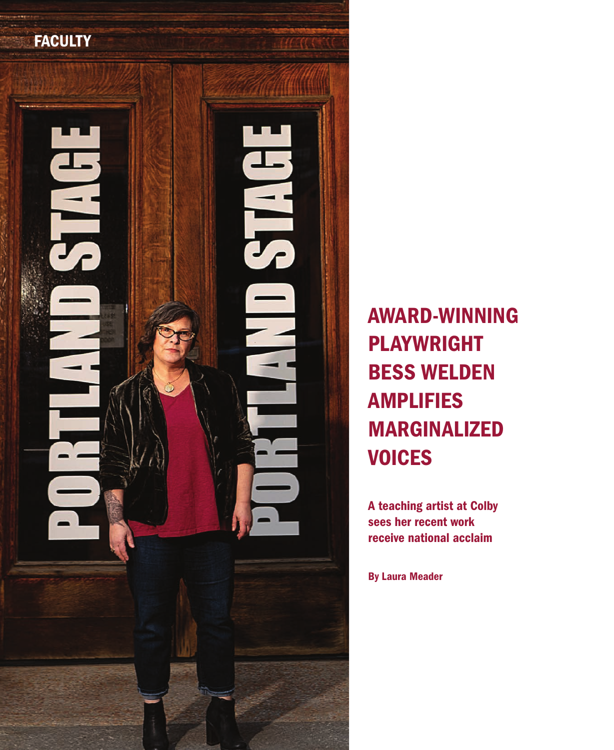FACULTY

# AWARD-WINNING PLAYWRIGHT BESS WELDEN AMPLIFIES MARGINALIZED VOICES

**A teaching artist at Colby sees her recent work receive national acclaim**

**By Laura Meader**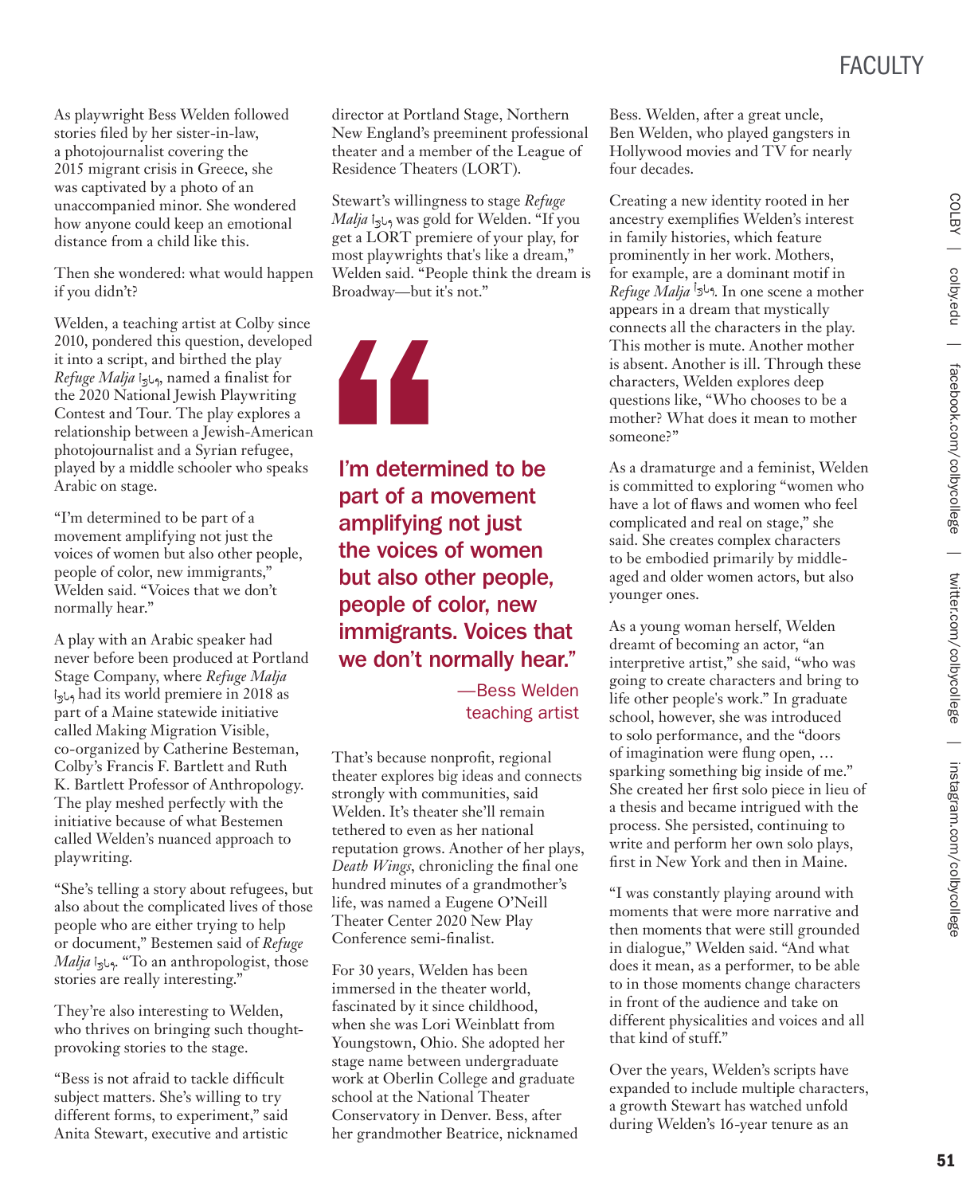As playwright Bess Welden followed stories filed by her sister-in-law, a photojournalist covering the 2015 migrant crisis in Greece, she was captivated by a photo of an unaccompanied minor. She wondered how anyone could keep an emotional distance from a child like this.

Then she wondered: what would happen if you didn't?

Welden, a teaching artist at Colby since 2010, pondered this question, developed it into a script, and birthed the play *Refuge Malja* ملجأ, named a finalist for the 2020 National Jewish Playwriting Contest and Tour. The play explores a relationship between a Jewish-American photojournalist and a Syrian refugee, played by a middle schooler who speaks Arabic on stage.

"I'm determined to be part of a movement amplifying not just the voices of women but also other people, people of color, new immigrants," Welden said. "Voices that we don't normally hear."

A play with an Arabic speaker had never before been produced at Portland Stage Company, where *Refuge Malja* ملجأ had its world premiere in 2018 as part of a Maine statewide initiative called Making Migration Visible, co-organized by Catherine Besteman, Colby's Francis F. Bartlett and Ruth K. Bartlett Professor of Anthropology. The play meshed perfectly with the initiative because of what Bestemen called Welden's nuanced approach to playwriting.

"She's telling a story about refugees, but also about the complicated lives of those people who are either trying to help or document," Bestemen said of *Refuge Malja* ملجأ. "To an anthropologist, those stories are really interesting."

They're also interesting to Welden, who thrives on bringing such thought-provoking stories to the stage.

"Bess is not afraid to tackle difficult subject matters. She's willing to try different forms, to experiment," said Anita Stewart, executive and artistic director at Portland Stage, Northern New England's preeminent professional theater and a member of the League of Residence Theaters (LORT).

Stewart's willingness to stage *Refuge Malja* ملجأ was gold for Welden. "If you get a LORT premiere of your play, for most playwrights that's like a dream," Welden said. "People think the dream is Broadway—but it's not."

> **I'm determined to be part of a movement amplifying not just the voices of women but also other people, people of color, new immigrants. Voices that we don't normally hear."**
>
> —Bess Welden
> teaching artist

That's because nonprofit, regional theater explores big ideas and connects strongly with communities, said Welden. It's theater she'll remain tethered to even as her national reputation grows. Another of her plays, *Death Wings*, chronicling the final one hundred minutes of a grandmother's life, was named a Eugene O'Neill Theater Center 2020 New Play Conference semi-finalist.

For 30 years, Welden has been immersed in the theater world, fascinated by it since childhood, when she was Lori Weinblatt from Youngstown, Ohio. She adopted her stage name between undergraduate work at Oberlin College and graduate school at the National Theater Conservatory in Denver. Bess, after her grandmother Beatrice, nicknamed Bess. Welden, after a great uncle, Ben Welden, who played gangsters in Hollywood movies and TV for nearly four decades.

Creating a new identity rooted in her ancestry exemplifies Welden's interest in family histories, which feature prominently in her work. Mothers, for example, are a dominant motif in *Refuge Malja* ملجأ. In one scene a mother appears in a dream that mystically connects all the characters in the play. This mother is mute. Another mother is absent. Another is ill. Through these characters, Welden explores deep questions like, "Who chooses to be a mother? What does it mean to mother someone?"

As a dramaturge and a feminist, Welden is committed to exploring "women who have a lot of flaws and women who feel complicated and real on stage," she said. She creates complex characters to be embodied primarily by middle-aged and older women actors, but also younger ones.

As a young woman herself, Welden dreamt of becoming an actor, "an interpretive artist," she said, "who was going to create characters and bring to life other people's work." In graduate school, however, she was introduced to solo performance, and the "doors of imagination were flung open, … sparking something big inside of me." She created her first solo piece in lieu of a thesis and became intrigued with the process. She persisted, continuing to write and perform her own solo plays, first in New York and then in Maine.

"I was constantly playing around with moments that were more narrative and then moments that were still grounded in dialogue," Welden said. "And what does it mean, as a performer, to be able to in those moments change characters in front of the audience and take on different physicalities and voices and all that kind of stuff."

Over the years, Welden's scripts have expanded to include multiple characters, a growth Stewart has watched unfold during Welden's 16-year tenure as an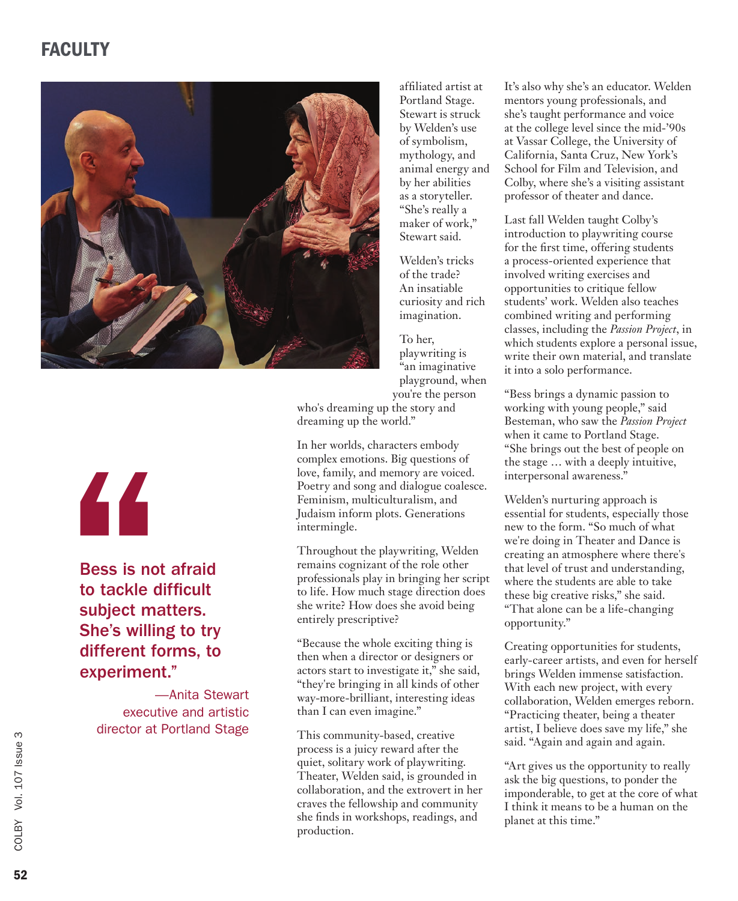## FACULTY

affiliated artist at Portland Stage. Stewart is struck by Welden's use of symbolism, mythology, and animal energy and by her abilities as a storyteller. "She's really a maker of work," Stewart said.

Welden's tricks of the trade? An insatiable curiosity and rich imagination.

To her, playwriting is "an imaginative playground, when you're the person who's dreaming up the story and dreaming up the world."

In her worlds, characters embody complex emotions. Big questions of love, family, and memory are voiced. Poetry and song and dialogue coalesce. Feminism, multiculturalism, and Judaism inform plots. Generations intermingle.

Throughout the playwriting, Welden remains cognizant of the role other professionals play in bringing her script to life. How much stage direction does she write? How does she avoid being entirely prescriptive?

"Because the whole exciting thing is then when a director or designers or actors start to investigate it," she said, "they're bringing in all kinds of other way-more-brilliant, interesting ideas than I can even imagine."

This community-based, creative process is a juicy reward after the quiet, solitary work of playwriting. Theater, Welden said, is grounded in collaboration, and the extrovert in her craves the fellowship and community she finds in workshops, readings, and production.

> **"Bess is not afraid to tackle difficult subject matters. She's willing to try different forms, to experiment."**
>
> —Anita Stewart
> executive and artistic director at Portland Stage

It's also why she's an educator. Welden mentors young professionals, and she's taught performance and voice at the college level since the mid-'90s at Vassar College, the University of California, Santa Cruz, New York's School for Film and Television, and Colby, where she's a visiting assistant professor of theater and dance.

Last fall Welden taught Colby's introduction to playwriting course for the first time, offering students a process-oriented experience that involved writing exercises and opportunities to critique fellow students' work. Welden also teaches combined writing and performing classes, including the *Passion Project*, in which students explore a personal issue, write their own material, and translate it into a solo performance.

"Bess brings a dynamic passion to working with young people," said Besteman, who saw the *Passion Project* when it came to Portland Stage. "She brings out the best of people on the stage … with a deeply intuitive, interpersonal awareness."

Welden's nurturing approach is essential for students, especially those new to the form. "So much of what we're doing in Theater and Dance is creating an atmosphere where there's that level of trust and understanding, where the students are able to take these big creative risks," she said. "That alone can be a life-changing opportunity."

Creating opportunities for students, early-career artists, and even for herself brings Welden immense satisfaction. With each new project, with every collaboration, Welden emerges reborn. "Practicing theater, being a theater artist, I believe does save my life," she said. "Again and again and again.

"Art gives us the opportunity to really ask the big questions, to ponder the imponderable, to get at the core of what I think it means to be a human on the planet at this time."